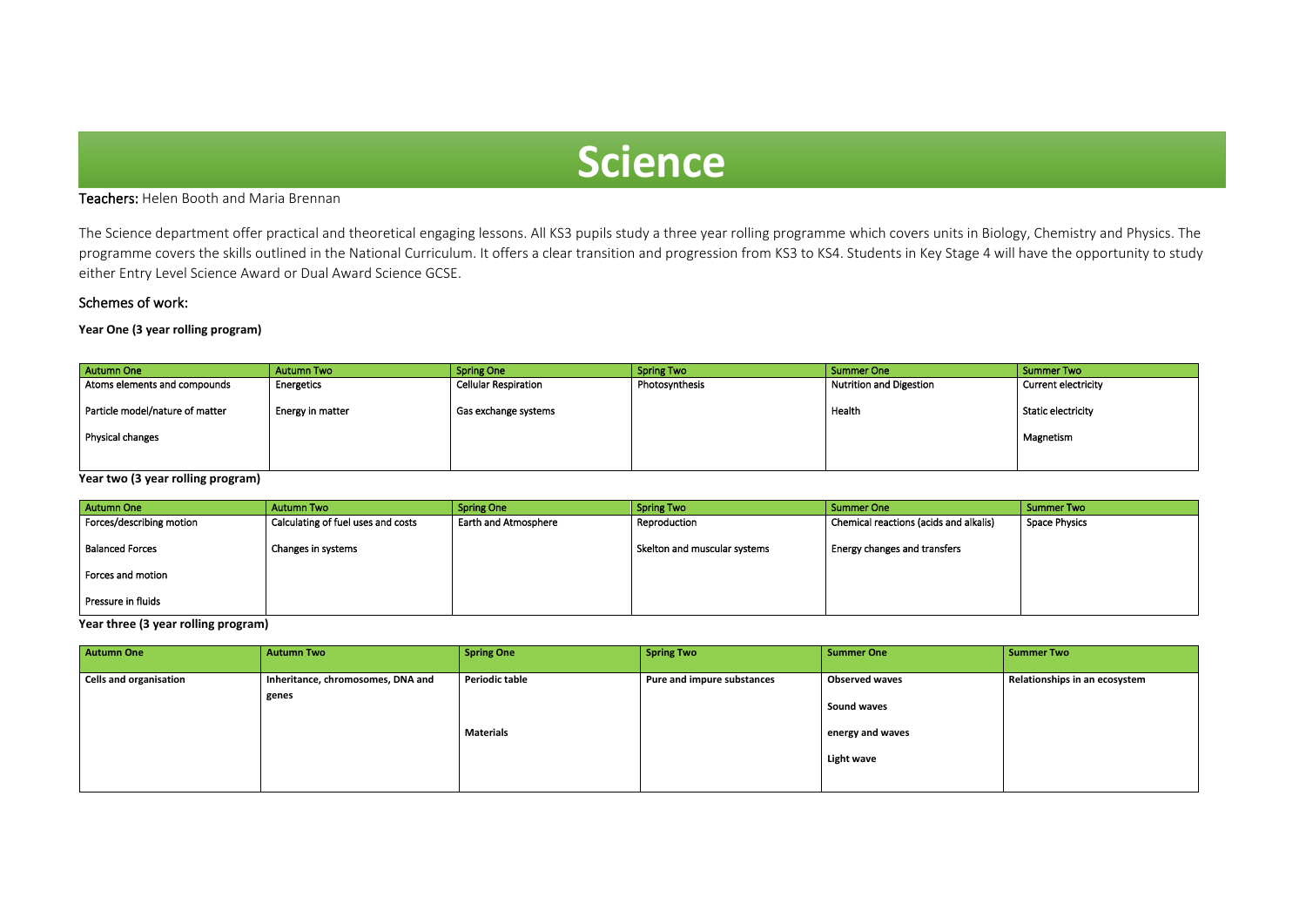# Science

**Teachers:** Helen Booth and Maria Brennan

The Science department offer practical and theoretical engaging lessons. All KS3 pupils study a three year rolling programme which covers units in Biology, Chemistry and Physics. The programme covers the skills outlined in the National Curriculum. It offers a clear transition and progression from KS3 to KS4. Students in Key Stage 4 will have the opportunity to study either Entry Level Science Award or Dual Award Science GCSE.

## Schemes of work:

**Year One (3 year rolling program)**

| Autumn One | Autumn Two | Spring One | Spring Two | Summer One | Summer Two |
|---|---|---|---|---|---|
| Atoms elements and compounds | Energetics | Cellular Respiration | Photosynthesis | Nutrition and Digestion | Current electricity |
| Particle model/nature of matter | Energy in matter | Gas exchange systems | | Health | Static electricity |
| Physical changes | | | | | Magnetism |

**Year two (3 year rolling program)**

| Autumn One | Autumn Two | Spring One | Spring Two | Summer One | Summer Two |
|---|---|---|---|---|---|
| Forces/describing motion | Calculating of fuel uses and costs | Earth and Atmosphere | Reproduction | Chemical reactions (acids and alkalis) | Space Physics |
| Balanced Forces | Changes in systems | | Skelton and muscular systems | Energy changes and transfers | |
| Forces and motion | | | | | |
| Pressure in fluids | | | | | |

**Year three (3 year rolling program)**

| **Autumn One** | **Autumn Two** | **Spring One** | **Spring Two** | **Summer One** | **Summer Two** |
|---|---|---|---|---|---|
| **Cells and organisation** | **Inheritance, chromosomes, DNA and genes** | **Periodic table** | **Pure and impure substances** | **Observed waves** | **Relationships in an ecosystem** |
| | | | | **Sound waves** | |
| | | **Materials** | | **energy and waves** | |
| | | | | **Light wave** | |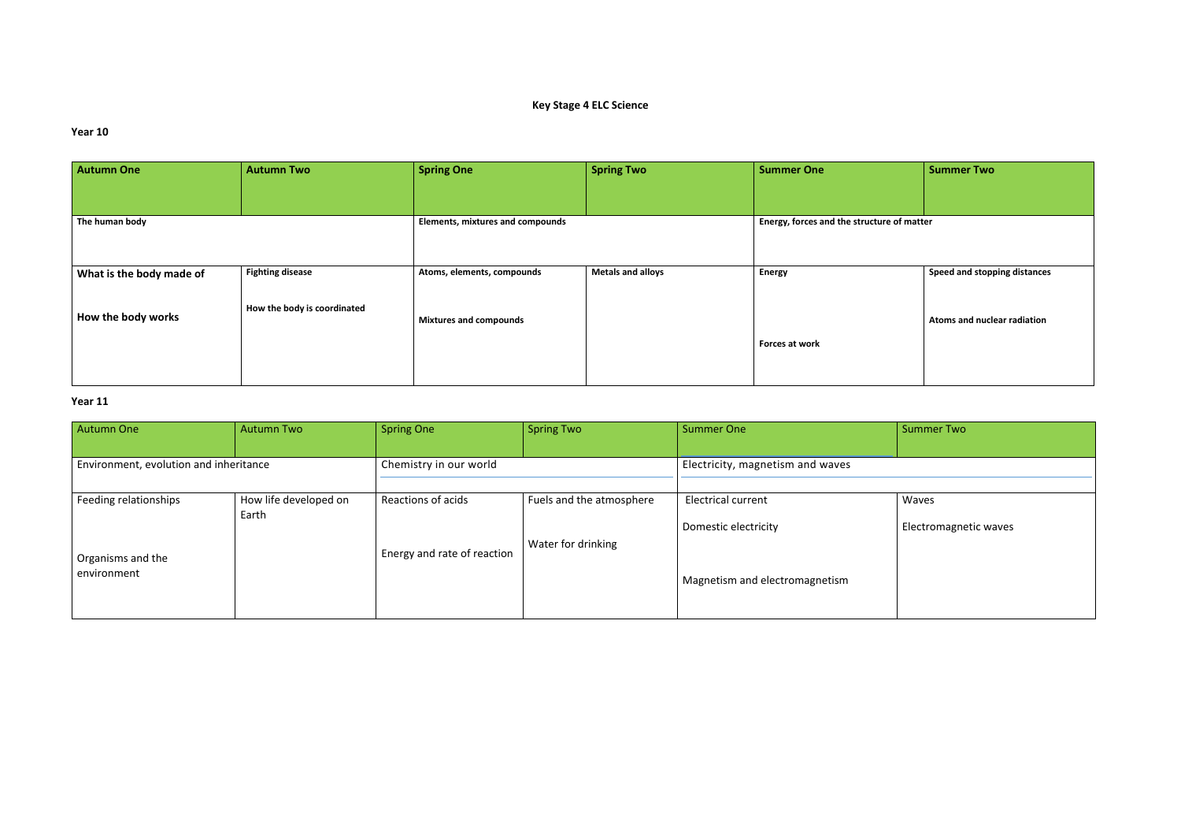**Key Stage 4 ELC Science**

**Year 10**

| **Autumn One** | **Autumn Two** | **Spring One** | **Spring Two** | **Summer One** | **Summer Two** |
|---|---|---|---|---|---|
| **The human body** | | **Elements, mixtures and compounds** | | **Energy, forces and the structure of matter** | |
| **What is the body made of**<br><br>**How the body works** | **Fighting disease**<br><br>**How the body is coordinated** | **Atoms, elements, compounds**<br><br>**Mixtures and compounds** | **Metals and alloys** | **Energy**<br><br>**Forces at work** | **Speed and stopping distances**<br><br>**Atoms and nuclear radiation** |

**Year 11**

| Autumn One | Autumn Two | Spring One | Spring Two | Summer One | Summer Two |
|---|---|---|---|---|---|
| Environment, evolution and inheritance | | Chemistry in our world | | Electricity, magnetism and waves | |
| Feeding relationships<br><br>Organisms and the environment | How life developed on Earth | Reactions of acids<br><br>Energy and rate of reaction | Fuels and the atmosphere<br><br>Water for drinking | Electrical current<br><br>Domestic electricity<br><br>Magnetism and electromagnetism | Waves<br><br>Electromagnetic waves |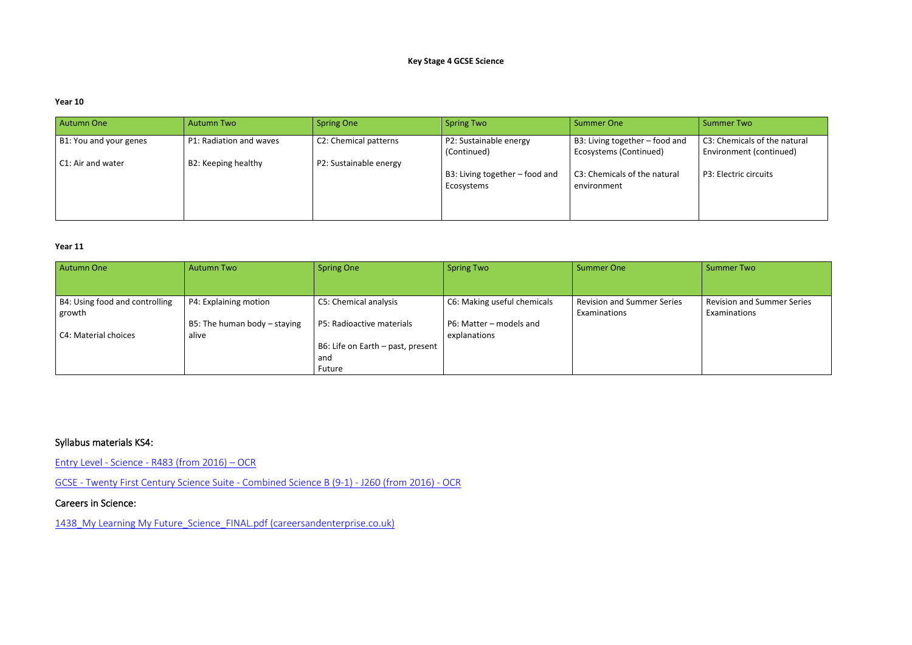**Key Stage 4 GCSE Science**

**Year 10**

| Autumn One | Autumn Two | Spring One | Spring Two | Summer One | Summer Two |
|---|---|---|---|---|---|
| B1: You and your genes<br><br>C1: Air and water | P1: Radiation and waves<br><br>B2: Keeping healthy | C2: Chemical patterns<br><br>P2: Sustainable energy | P2: Sustainable energy (Continued)<br><br>B3: Living together – food and Ecosystems | B3: Living together – food and Ecosystems (Continued)<br><br>C3: Chemicals of the natural environment | C3: Chemicals of the natural Environment (continued)<br><br>P3: Electric circuits |

**Year 11**

| Autumn One | Autumn Two | Spring One | Spring Two | Summer One | Summer Two |
|---|---|---|---|---|---|
| B4: Using food and controlling growth<br><br>C4: Material choices | P4: Explaining motion<br><br>B5: The human body – staying alive | C5: Chemical analysis<br><br>P5: Radioactive materials<br><br>B6: Life on Earth – past, present and Future | C6: Making useful chemicals<br><br>P6: Matter – models and explanations | Revision and Summer Series Examinations | Revision and Summer Series Examinations |

## Syllabus materials KS4:

Entry Level - Science - R483 (from 2016) – OCR

GCSE - Twenty First Century Science Suite - Combined Science B (9-1) - J260 (from 2016) - OCR

## Careers in Science:

1438_My Learning My Future_Science_FINAL.pdf (careersandenterprise.co.uk)